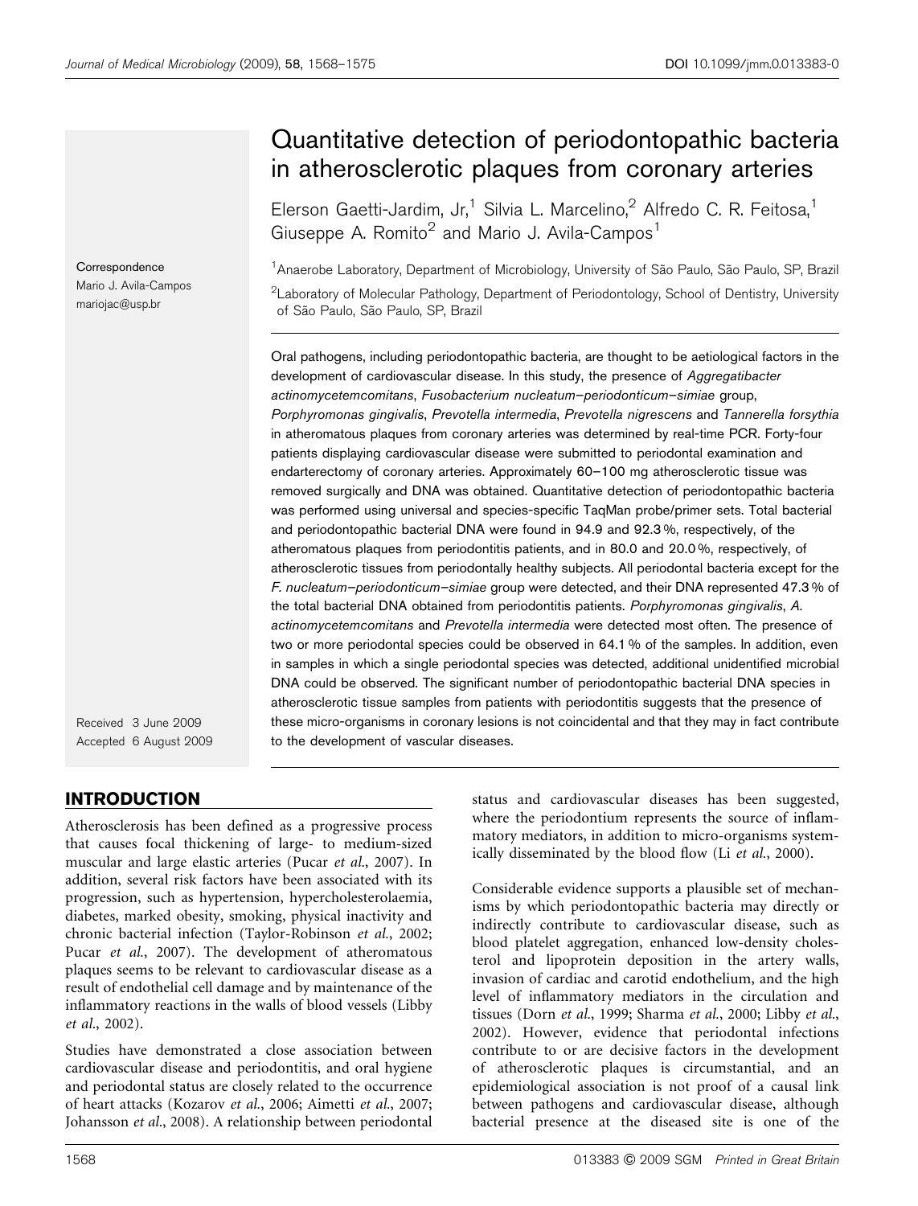# Quantitative detection of periodontopathic bacteria in atherosclerotic plaques from coronary arteries

Elerson Gaetti-Jardim, Jr,[1] Silvia L. Marcelino,[2] Alfredo C. R. Feitosa,[1] Giuseppe A. Romito[2] and Mario J. Avila-Campos[1]

[1]Anaerobe Laboratory, Department of Microbiology, University of São Paulo, São Paulo, SP, Brazil

[2]Laboratory of Molecular Pathology, Department of Periodontology, School of Dentistry, University of São Paulo, São Paulo, SP, Brazil

Correspondence
Mario J. Avila-Campos
mariojac@usp.br

Oral pathogens, including periodontopathic bacteria, are thought to be aetiological factors in the development of cardiovascular disease. In this study, the presence of *Aggregatibacter actinomycetemcomitans*, *Fusobacterium nucleatum–periodonticum–simiae* group, *Porphyromonas gingivalis*, *Prevotella intermedia*, *Prevotella nigrescens* and *Tannerella forsythia* in atheromatous plaques from coronary arteries was determined by real-time PCR. Forty-four patients displaying cardiovascular disease were submitted to periodontal examination and endarterectomy of coronary arteries. Approximately 60–100 mg atherosclerotic tissue was removed surgically and DNA was obtained. Quantitative detection of periodontopathic bacteria was performed using universal and species-specific TaqMan probe/primer sets. Total bacterial and periodontopathic bacterial DNA were found in 94.9 and 92.3 %, respectively, of the atheromatous plaques from periodontitis patients, and in 80.0 and 20.0 %, respectively, of atherosclerotic tissues from periodontally healthy subjects. All periodontal bacteria except for the *F. nucleatum–periodonticum–simiae* group were detected, and their DNA represented 47.3 % of the total bacterial DNA obtained from periodontitis patients. *Porphyromonas gingivalis*, *A. actinomycetemcomitans* and *Prevotella intermedia* were detected most often. The presence of two or more periodontal species could be observed in 64.1 % of the samples. In addition, even in samples in which a single periodontal species was detected, additional unidentified microbial DNA could be observed. The significant number of periodontopathic bacterial DNA species in atherosclerotic tissue samples from patients with periodontitis suggests that the presence of these micro-organisms in coronary lesions is not coincidental and that they may in fact contribute to the development of vascular diseases.

Received 3 June 2009
Accepted 6 August 2009

## INTRODUCTION

Atherosclerosis has been defined as a progressive process that causes focal thickening of large- to medium-sized muscular and large elastic arteries (Pucar *et al.*, 2007). In addition, several risk factors have been associated with its progression, such as hypertension, hypercholesterolaemia, diabetes, marked obesity, smoking, physical inactivity and chronic bacterial infection (Taylor-Robinson *et al.*, 2002; Pucar *et al.*, 2007). The development of atheromatous plaques seems to be relevant to cardiovascular disease as a result of endothelial cell damage and by maintenance of the inflammatory reactions in the walls of blood vessels (Libby *et al.*, 2002).

Studies have demonstrated a close association between cardiovascular disease and periodontitis, and oral hygiene and periodontal status are closely related to the occurrence of heart attacks (Kozarov *et al.*, 2006; Aimetti *et al.*, 2007; Johansson *et al.*, 2008). A relationship between periodontal status and cardiovascular diseases has been suggested, where the periodontium represents the source of inflammatory mediators, in addition to micro-organisms systemically disseminated by the blood flow (Li *et al.*, 2000).

Considerable evidence supports a plausible set of mechanisms by which periodontopathic bacteria may directly or indirectly contribute to cardiovascular disease, such as blood platelet aggregation, enhanced low-density cholesterol and lipoprotein deposition in the artery walls, invasion of cardiac and carotid endothelium, and the high level of inflammatory mediators in the circulation and tissues (Dorn *et al.*, 1999; Sharma *et al.*, 2000; Libby *et al.*, 2002). However, evidence that periodontal infections contribute to or are decisive factors in the development of atherosclerotic plaques is circumstantial, and an epidemiological association is not proof of a causal link between pathogens and cardiovascular disease, although bacterial presence at the diseased site is one of the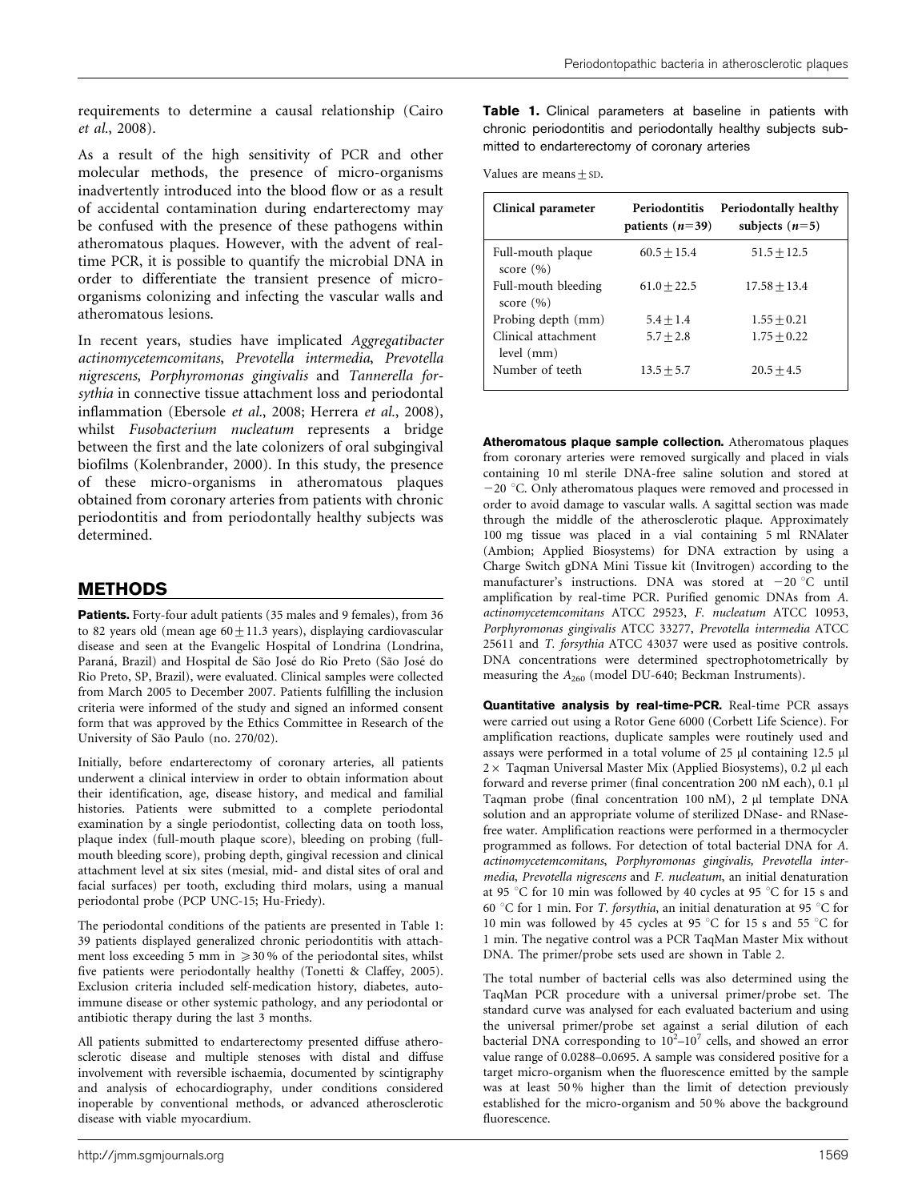requirements to determine a causal relationship (Cairo *et al.*, 2008).

As a result of the high sensitivity of PCR and other molecular methods, the presence of micro-organisms inadvertently introduced into the blood flow or as a result of accidental contamination during endarterectomy may be confused with the presence of these pathogens within atheromatous plaques. However, with the advent of real-time PCR, it is possible to quantify the microbial DNA in order to differentiate the transient presence of micro-organisms colonizing and infecting the vascular walls and atheromatous lesions.

In recent years, studies have implicated *Aggregatibacter actinomycetemcomitans*, *Prevotella intermedia*, *Prevotella nigrescens*, *Porphyromonas gingivalis* and *Tannerella forsythia* in connective tissue attachment loss and periodontal inflammation (Ebersole *et al.*, 2008; Herrera *et al.*, 2008), whilst *Fusobacterium nucleatum* represents a bridge between the first and the late colonizers of oral subgingival biofilms (Kolenbrander, 2000). In this study, the presence of these micro-organisms in atheromatous plaques obtained from coronary arteries from patients with chronic periodontitis and from periodontally healthy subjects was determined.

## METHODS

**Patients.** Forty-four adult patients (35 males and 9 females), from 36 to 82 years old (mean age $60 \pm 11.3$ years), displaying cardiovascular disease and seen at the Evangelic Hospital of Londrina (Londrina, Paraná, Brazil) and Hospital de São José do Rio Preto (São José do Rio Preto, SP, Brazil), were evaluated. Clinical samples were collected from March 2005 to December 2007. Patients fulfilling the inclusion criteria were informed of the study and signed an informed consent form that was approved by the Ethics Committee in Research of the University of São Paulo (no. 270/02).

Initially, before endarterectomy of coronary arteries, all patients underwent a clinical interview in order to obtain information about their identification, age, disease history, and medical and familial histories. Patients were submitted to a complete periodontal examination by a single periodontist, collecting data on tooth loss, plaque index (full-mouth plaque score), bleeding on probing (full-mouth bleeding score), probing depth, gingival recession and clinical attachment level at six sites (mesial, mid- and distal sites of oral and facial surfaces) per tooth, excluding third molars, using a manual periodontal probe (PCP UNC-15; Hu-Friedy).

The periodontal conditions of the patients are presented in Table 1: 39 patients displayed generalized chronic periodontitis with attachment loss exceeding 5 mm in $\geqslant 30$ % of the periodontal sites, whilst five patients were periodontally healthy (Tonetti & Claffey, 2005). Exclusion criteria included self-medication history, diabetes, autoimmune disease or other systemic pathology, and any periodontal or antibiotic therapy during the last 3 months.

All patients submitted to endarterectomy presented diffuse atherosclerotic disease and multiple stenoses with distal and diffuse involvement with reversible ischaemia, documented by scintigraphy and analysis of echocardiography, under conditions considered inoperable by conventional methods, or advanced atherosclerotic disease with viable myocardium.

**Table 1.** Clinical parameters at baseline in patients with chronic periodontitis and periodontally healthy subjects submitted to endarterectomy of coronary arteries

Values are means ± SD.

| Clinical parameter | Periodontitis patients ($n$=39) | Periodontally healthy subjects ($n$=5) |
|---|---|---|
| Full-mouth plaque score (%) | $60.5 \pm 15.4$ | $51.5 \pm 12.5$ |
| Full-mouth bleeding score (%) | $61.0 \pm 22.5$ | $17.58 \pm 13.4$ |
| Probing depth (mm) | $5.4 \pm 1.4$ | $1.55 \pm 0.21$ |
| Clinical attachment level (mm) | $5.7 \pm 2.8$ | $1.75 \pm 0.22$ |
| Number of teeth | $13.5 \pm 5.7$ | $20.5 \pm 4.5$ |

**Atheromatous plaque sample collection.** Atheromatous plaques from coronary arteries were removed surgically and placed in vials containing 10 ml sterile DNA-free saline solution and stored at −20 °C. Only atheromatous plaques were removed and processed in order to avoid damage to vascular walls. A sagittal section was made through the middle of the atherosclerotic plaque. Approximately 100 mg tissue was placed in a vial containing 5 ml RNAlater (Ambion; Applied Biosystems) for DNA extraction by using a Charge Switch gDNA Mini Tissue kit (Invitrogen) according to the manufacturer's instructions. DNA was stored at −20 °C until amplification by real-time PCR. Purified genomic DNAs from *A. actinomycetemcomitans* ATCC 29523, *F. nucleatum* ATCC 10953, *Porphyromonas gingivalis* ATCC 33277, *Prevotella intermedia* ATCC 25611 and *T. forsythia* ATCC 43037 were used as positive controls. DNA concentrations were determined spectrophotometrically by measuring the $A_{260}$ (model DU-640; Beckman Instruments).

**Quantitative analysis by real-time-PCR.** Real-time PCR assays were carried out using a Rotor Gene 6000 (Corbett Life Science). For amplification reactions, duplicate samples were routinely used and assays were performed in a total volume of 25 µl containing 12.5 µl 2× Taqman Universal Master Mix (Applied Biosystems), 0.2 µl each forward and reverse primer (final concentration 200 nM each), 0.1 µl Taqman probe (final concentration 100 nM), 2 µl template DNA solution and an appropriate volume of sterilized DNase- and RNase-free water. Amplification reactions were performed in a thermocycler programmed as follows. For detection of total bacterial DNA for *A. actinomycetemcomitans*, *Porphyromonas gingivalis, Prevotella intermedia*, *Prevotella nigrescens* and *F. nucleatum*, an initial denaturation at 95 °C for 10 min was followed by 40 cycles at 95 °C for 15 s and 60 °C for 1 min. For *T. forsythia*, an initial denaturation at 95 °C for 10 min was followed by 45 cycles at 95 °C for 15 s and 55 °C for 1 min. The negative control was a PCR TaqMan Master Mix without DNA. The primer/probe sets used are shown in Table 2.

The total number of bacterial cells was also determined using the TaqMan PCR procedure with a universal primer/probe set. The standard curve was analysed for each evaluated bacterium and using the universal primer/probe set against a serial dilution of each bacterial DNA corresponding to $10^2$–$10^7$ cells, and showed an error value range of 0.0288–0.0695. A sample was considered positive for a target micro-organism when the fluorescence emitted by the sample was at least 50 % higher than the limit of detection previously established for the micro-organism and 50 % above the background fluorescence.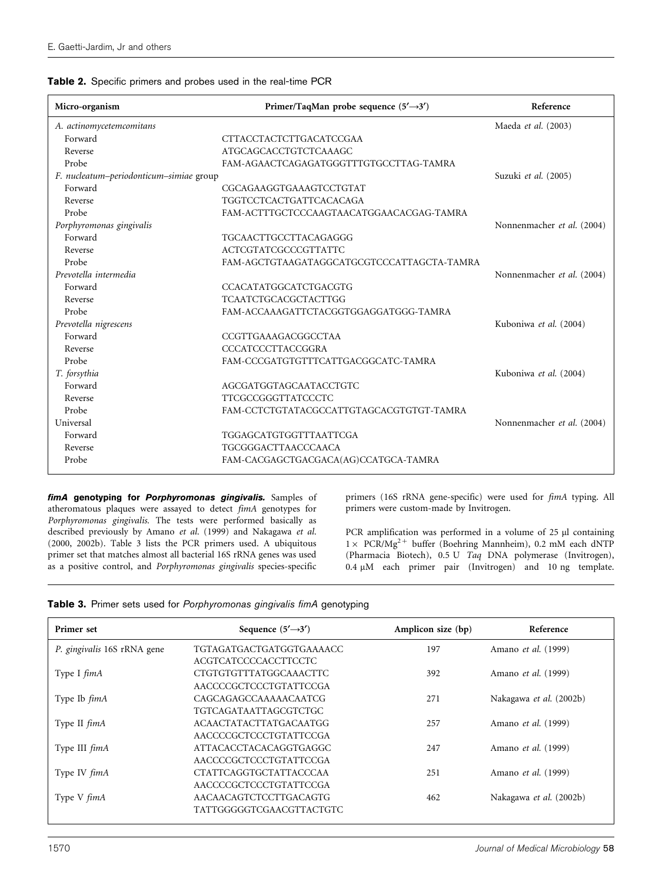**Table 2.** Specific primers and probes used in the real-time PCR

| Micro-organism | Primer/TaqMan probe sequence (5′→3′) | Reference |
|---|---|---|
| *A. actinomycetemcomitans* | | Maeda *et al.* (2003) |
| Forward | CTTACCTACTCTTGACATCCGAA | |
| Reverse | ATGCAGCACCTGTCTCAAAGC | |
| Probe | FAM-AGAACTCAGAGATGGGTTTGTGCCTTAG-TAMRA | |
| *F. nucleatum–periodonticum–simiae* group | | Suzuki *et al.* (2005) |
| Forward | CGCAGAAGGTGAAAGTCCTGTAT | |
| Reverse | TGGTCCTCACTGATTCACACAGA | |
| Probe | FAM-ACTTTGCTCCCAAGTAACATGGAACACGAG-TAMRA | |
| *Porphyromonas gingivalis* | | Nonnenmacher *et al.* (2004) |
| Forward | TGCAACTTGCCTTACAGAGGG | |
| Reverse | ACTCGTATCGCCCGTTATTC | |
| Probe | FAM-AGCTGTAAGATAGGCATGCGTCCCATTAGCTA-TAMRA | |
| *Prevotella intermedia* | | Nonnenmacher *et al.* (2004) |
| Forward | CCACATATGGCATCTGACGTG | |
| Reverse | TCAATCTGCACGCTACTTGG | |
| Probe | FAM-ACCAAAGATTCTACGGTGGAGGATGGG-TAMRA | |
| *Prevotella nigrescens* | | Kuboniwa *et al.* (2004) |
| Forward | CCGTTGAAAGACGGCCTAA | |
| Reverse | CCCATCCCTTACCGGRA | |
| Probe | FAM-CCCGATGTGTTTCATTGACGGCATC-TAMRA | |
| *T. forsythia* | | Kuboniwa *et al.* (2004) |
| Forward | AGCGATGGTAGCAATACCTGTC | |
| Reverse | TTCGCCGGGTTATCCCTC | |
| Probe | FAM-CCTCTGTATACGCCATTGTAGCACGTGTGT-TAMRA | |
| Universal | | Nonnenmacher *et al.* (2004) |
| Forward | TGGAGCATGTGGTTTAATTCGA | |
| Reverse | TGCGGGACTTAACCCAACA | |
| Probe | FAM-CACGAGCTGACGACA(AG)CCATGCA-TAMRA | |

***fimA* genotyping for *Porphyromonas gingivalis*.** Samples of atheromatous plaques were assayed to detect *fimA* genotypes for *Porphyromonas gingivalis*. The tests were performed basically as described previously by Amano *et al.* (1999) and Nakagawa *et al.* (2000, 2002b). Table 3 lists the PCR primers used. A ubiquitous primer set that matches almost all bacterial 16S rRNA genes was used as a positive control, and *Porphyromonas gingivalis* species-specific primers (16S rRNA gene-specific) were used for *fimA* typing. All primers were custom-made by Invitrogen.

PCR amplification was performed in a volume of 25 µl containing $1\times$ PCR/$Mg^{2+}$ buffer (Boehring Mannheim), 0.2 mM each dNTP (Pharmacia Biotech), 0.5 U *Taq* DNA polymerase (Invitrogen), 0.4 µM each primer pair (Invitrogen) and 10 ng template.

**Table 3.** Primer sets used for *Porphyromonas gingivalis fimA* genotyping

| Primer set | Sequence (5′→3′) | Amplicon size (bp) | Reference |
|---|---|---|---|
| *P. gingivalis* 16S rRNA gene | TGTAGATGACTGATGGTGAAAACC<br>ACGTCATCCCCACCTTCCTC | 197 | Amano *et al.* (1999) |
| Type I *fimA* | CTGTGTGTTTATGGCAAACTTC<br>AACCCCGCTCCCTGTATTCCGA | 392 | Amano *et al.* (1999) |
| Type Ib *fimA* | CAGCAGAGCCAAAAACAATCG<br>TGTCAGATAATTAGCGTCTGC | 271 | Nakagawa *et al.* (2002b) |
| Type II *fimA* | ACAACTATACTTATGACAATGG<br>AACCCCGCTCCCTGTATTCCGA | 257 | Amano *et al.* (1999) |
| Type III *fimA* | ATTACACCTACACAGGTGAGGC<br>AACCCCGCTCCCTGTATTCCGA | 247 | Amano *et al.* (1999) |
| Type IV *fimA* | CTATTCAGGTGCTATTACCCAA<br>AACCCCGCTCCCTGTATTCCGA | 251 | Amano *et al.* (1999) |
| Type V *fimA* | AACAACAGTCTCCTTGACAGTG<br>TATTGGGGGTCGAACGTTACTGTC | 462 | Nakagawa *et al.* (2002b) |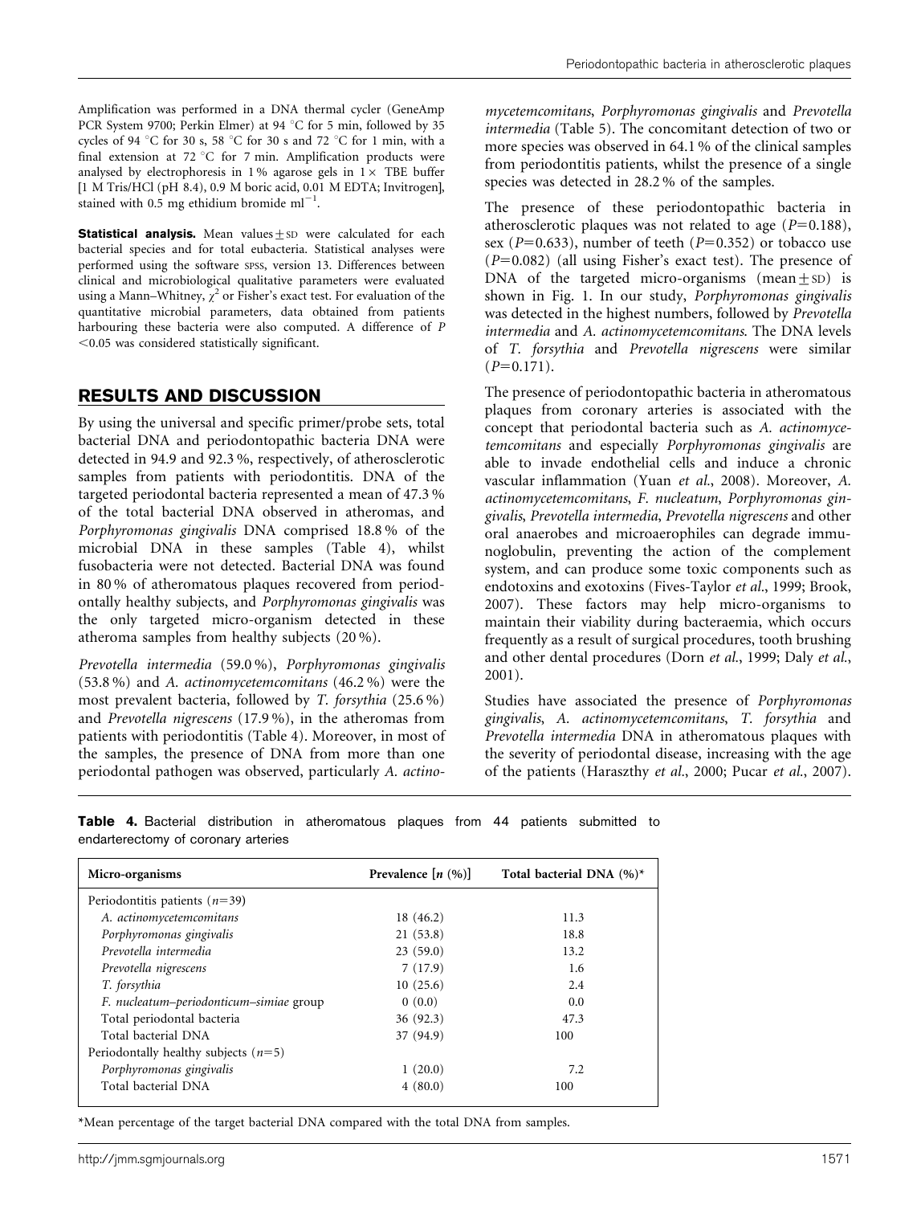Amplification was performed in a DNA thermal cycler (GeneAmp PCR System 9700; Perkin Elmer) at 94 °C for 5 min, followed by 35 cycles of 94 °C for 30 s, 58 °C for 30 s and 72 °C for 1 min, with a final extension at 72 °C for 7 min. Amplification products were analysed by electrophoresis in 1 % agarose gels in 1× TBE buffer [1 M Tris/HCl (pH 8.4), 0.9 M boric acid, 0.01 M EDTA; Invitrogen], stained with 0.5 mg ethidium bromide $ml^{-1}$.

**Statistical analysis.** Mean values ± SD were calculated for each bacterial species and for total eubacteria. Statistical analyses were performed using the software SPSS, version 13. Differences between clinical and microbiological qualitative parameters were evaluated using a Mann–Whitney, $\chi^2$ or Fisher's exact test. For evaluation of the quantitative microbial parameters, data obtained from patients harbouring these bacteria were also computed. A difference of $P < 0.05$ was considered statistically significant.

## RESULTS AND DISCUSSION

By using the universal and specific primer/probe sets, total bacterial DNA and periodontopathic bacteria DNA were detected in 94.9 and 92.3 %, respectively, of atherosclerotic samples from patients with periodontitis. DNA of the targeted periodontal bacteria represented a mean of 47.3 % of the total bacterial DNA observed in atheromas, and *Porphyromonas gingivalis* DNA comprised 18.8 % of the microbial DNA in these samples (Table 4), whilst fusobacteria were not detected. Bacterial DNA was found in 80 % of atheromatous plaques recovered from periodontally healthy subjects, and *Porphyromonas gingivalis* was the only targeted micro-organism detected in these atheroma samples from healthy subjects (20 %).

*Prevotella intermedia* (59.0 %), *Porphyromonas gingivalis* (53.8 %) and *A. actinomycetemcomitans* (46.2 %) were the most prevalent bacteria, followed by *T. forsythia* (25.6 %) and *Prevotella nigrescens* (17.9 %), in the atheromas from patients with periodontitis (Table 4). Moreover, in most of the samples, the presence of DNA from more than one periodontal pathogen was observed, particularly *A. actinomycetemcomitans*, *Porphyromonas gingivalis* and *Prevotella intermedia* (Table 5). The concomitant detection of two or more species was observed in 64.1 % of the clinical samples from periodontitis patients, whilst the presence of a single species was detected in 28.2 % of the samples.

The presence of these periodontopathic bacteria in atherosclerotic plaques was not related to age ($P=0.188$), sex ($P=0.633$), number of teeth ($P=0.352$) or tobacco use ($P=0.082$) (all using Fisher's exact test). The presence of DNA of the targeted micro-organisms (mean ± SD) is shown in Fig. 1. In our study, *Porphyromonas gingivalis* was detected in the highest numbers, followed by *Prevotella intermedia* and *A. actinomycetemcomitans*. The DNA levels of *T. forsythia* and *Prevotella nigrescens* were similar ($P=0.171$).

The presence of periodontopathic bacteria in atheromatous plaques from coronary arteries is associated with the concept that periodontal bacteria such as *A. actinomycetemcomitans* and especially *Porphyromonas gingivalis* are able to invade endothelial cells and induce a chronic vascular inflammation (Yuan *et al.*, 2008). Moreover, *A. actinomycetemcomitans*, *F. nucleatum*, *Porphyromonas gingivalis*, *Prevotella intermedia*, *Prevotella nigrescens* and other oral anaerobes and microaerophiles can degrade immunoglobulin, preventing the action of the complement system, and can produce some toxic components such as endotoxins and exotoxins (Fives-Taylor *et al.*, 1999; Brook, 2007). These factors may help micro-organisms to maintain their viability during bacteraemia, which occurs frequently as a result of surgical procedures, tooth brushing and other dental procedures (Dorn *et al.*, 1999; Daly *et al.*, 2001).

Studies have associated the presence of *Porphyromonas gingivalis*, *A. actinomycetemcomitans*, *T. forsythia* and *Prevotella intermedia* DNA in atheromatous plaques with the severity of periodontal disease, increasing with the age of the patients (Haraszthy *et al.*, 2000; Pucar *et al.*, 2007).

**Table 4.** Bacterial distribution in atheromatous plaques from 44 patients submitted to endarterectomy of coronary arteries

| Micro-organisms | Prevalence [n (%)] | Total bacterial DNA (%)* |
|---|---|---|
| Periodontitis patients (n=39) | | |
| *A. actinomycetemcomitans* | 18 (46.2) | 11.3 |
| *Porphyromonas gingivalis* | 21 (53.8) | 18.8 |
| *Prevotella intermedia* | 23 (59.0) | 13.2 |
| *Prevotella nigrescens* | 7 (17.9) | 1.6 |
| *T. forsythia* | 10 (25.6) | 2.4 |
| *F. nucleatum–periodonticum–simiae* group | 0 (0.0) | 0.0 |
| Total periodontal bacteria | 36 (92.3) | 47.3 |
| Total bacterial DNA | 37 (94.9) | 100 |
| Periodontally healthy subjects (n=5) | | |
| *Porphyromonas gingivalis* | 1 (20.0) | 7.2 |
| Total bacterial DNA | 4 (80.0) | 100 |

*Mean percentage of the target bacterial DNA compared with the total DNA from samples.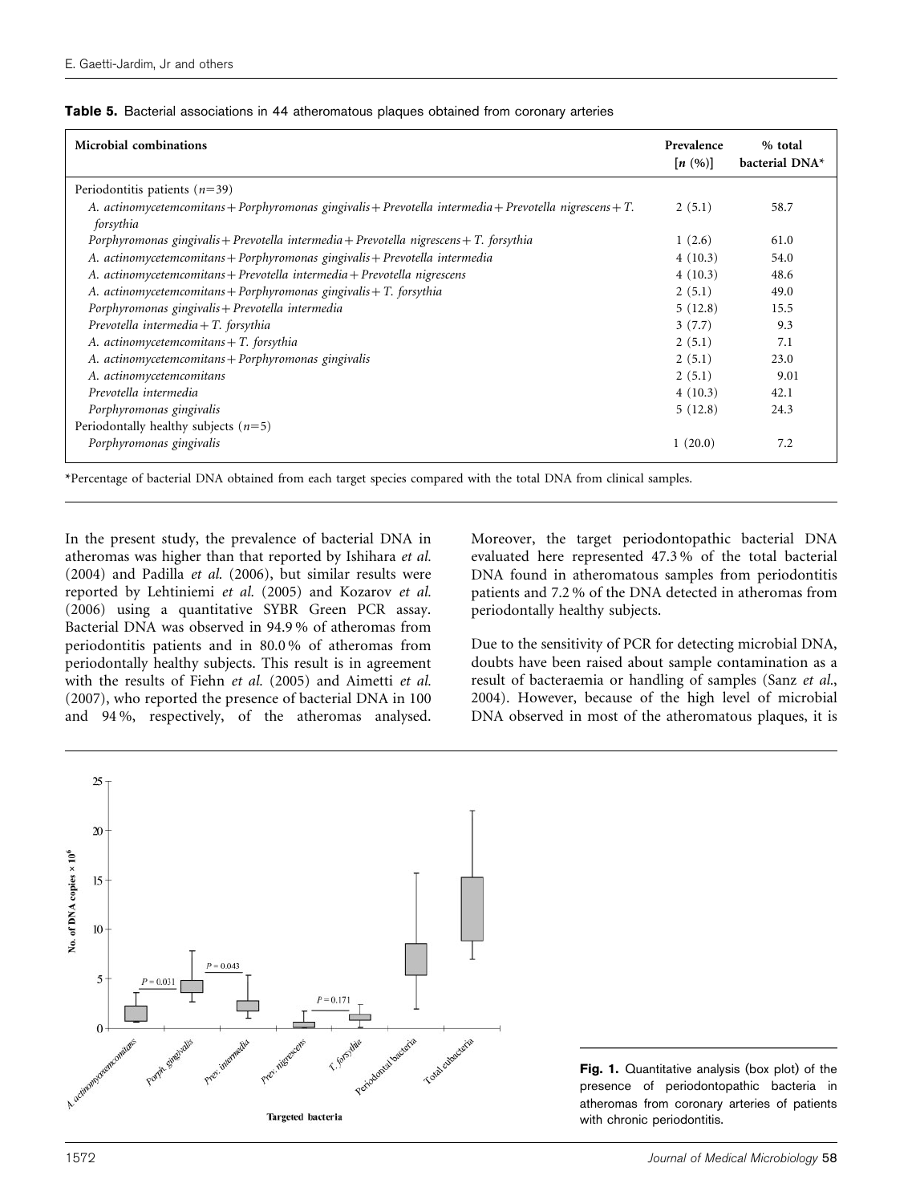**Table 5.** Bacterial associations in 44 atheromatous plaques obtained from coronary arteries

| Microbial combinations | Prevalence [*n* (%)] | % total bacterial DNA* |
|---|---|---|
| Periodontitis patients (*n*=39) | | |
| *A. actinomycetemcomitans + Porphyromonas gingivalis + Prevotella intermedia + Prevotella nigrescens + T. forsythia* | 2 (5.1) | 58.7 |
| *Porphyromonas gingivalis + Prevotella intermedia + Prevotella nigrescens + T. forsythia* | 1 (2.6) | 61.0 |
| *A. actinomycetemcomitans + Porphyromonas gingivalis + Prevotella intermedia* | 4 (10.3) | 54.0 |
| *A. actinomycetemcomitans + Prevotella intermedia + Prevotella nigrescens* | 4 (10.3) | 48.6 |
| *A. actinomycetemcomitans + Porphyromonas gingivalis + T. forsythia* | 2 (5.1) | 49.0 |
| *Porphyromonas gingivalis + Prevotella intermedia* | 5 (12.8) | 15.5 |
| *Prevotella intermedia + T. forsythia* | 3 (7.7) | 9.3 |
| *A. actinomycetemcomitans + T. forsythia* | 2 (5.1) | 7.1 |
| *A. actinomycetemcomitans + Porphyromonas gingivalis* | 2 (5.1) | 23.0 |
| *A. actinomycetemcomitans* | 2 (5.1) | 9.01 |
| *Prevotella intermedia* | 4 (10.3) | 42.1 |
| *Porphyromonas gingivalis* | 5 (12.8) | 24.3 |
| Periodontally healthy subjects (*n*=5) | | |
| *Porphyromonas gingivalis* | 1 (20.0) | 7.2 |

*Percentage of bacterial DNA obtained from each target species compared with the total DNA from clinical samples.

In the present study, the prevalence of bacterial DNA in atheromas was higher than that reported by Ishihara *et al.* (2004) and Padilla *et al.* (2006), but similar results were reported by Lehtiniemi *et al.* (2005) and Kozarov *et al.* (2006) using a quantitative SYBR Green PCR assay. Bacterial DNA was observed in 94.9 % of atheromas from periodontitis patients and in 80.0 % of atheromas from periodontally healthy subjects. This result is in agreement with the results of Fiehn *et al.* (2005) and Aimetti *et al.* (2007), who reported the presence of bacterial DNA in 100 and 94 %, respectively, of the atheromas analysed. Moreover, the target periodontopathic bacterial DNA evaluated here represented 47.3 % of the total bacterial DNA found in atheromatous samples from periodontitis patients and 7.2 % of the DNA detected in atheromas from periodontally healthy subjects.

Due to the sensitivity of PCR for detecting microbial DNA, doubts have been raised about sample contamination as a result of bacteraemia or handling of samples (Sanz *et al.*, 2004). However, because of the high level of microbial DNA observed in most of the atheromatous plaques, it is

**Fig. 1.** Quantitative analysis (box plot) of the presence of periodontopathic bacteria in atheromas from coronary arteries of patients with chronic periodontitis.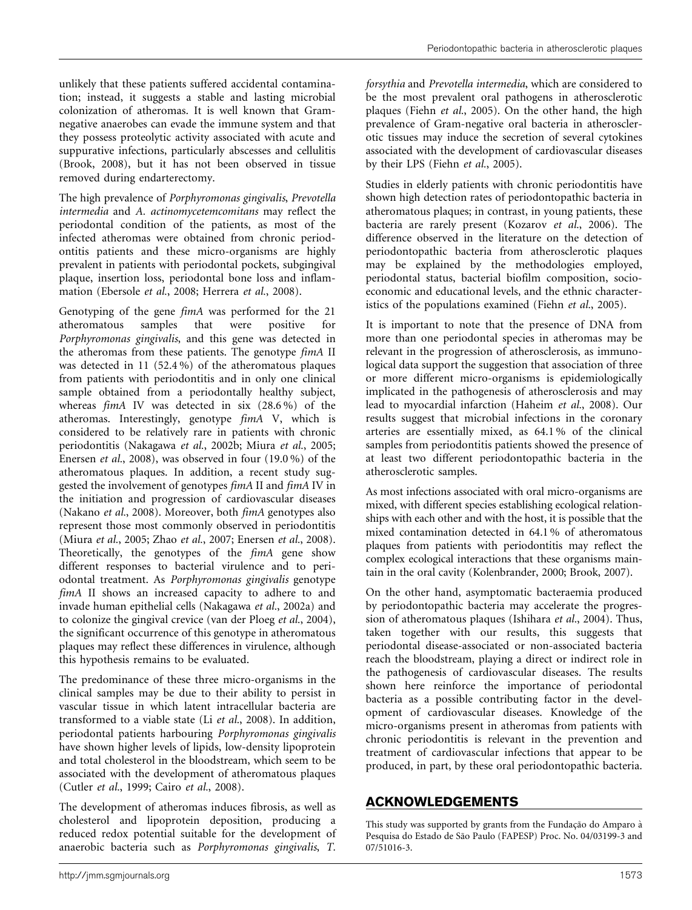unlikely that these patients suffered accidental contamination; instead, it suggests a stable and lasting microbial colonization of atheromas. It is well known that Gram-negative anaerobes can evade the immune system and that they possess proteolytic activity associated with acute and suppurative infections, particularly abscesses and cellulitis (Brook, 2008), but it has not been observed in tissue removed during endarterectomy.

The high prevalence of *Porphyromonas gingivalis*, *Prevotella intermedia* and *A. actinomycetemcomitans* may reflect the periodontal condition of the patients, as most of the infected atheromas were obtained from chronic periodontitis patients and these micro-organisms are highly prevalent in patients with periodontal pockets, subgingival plaque, insertion loss, periodontal bone loss and inflammation (Ebersole *et al.*, 2008; Herrera *et al.*, 2008).

Genotyping of the gene *fimA* was performed for the 21 atheromatous samples that were positive for *Porphyromonas gingivalis*, and this gene was detected in the atheromas from these patients. The genotype *fimA* II was detected in 11 (52.4 %) of the atheromatous plaques from patients with periodontitis and in only one clinical sample obtained from a periodontally healthy subject, whereas *fimA* IV was detected in six (28.6 %) of the atheromas. Interestingly, genotype *fimA* V, which is considered to be relatively rare in patients with chronic periodontitis (Nakagawa *et al.*, 2002b; Miura *et al.*, 2005; Enersen *et al.*, 2008), was observed in four (19.0 %) of the atheromatous plaques. In addition, a recent study suggested the involvement of genotypes *fimA* II and *fimA* IV in the initiation and progression of cardiovascular diseases (Nakano *et al.*, 2008). Moreover, both *fimA* genotypes also represent those most commonly observed in periodontitis (Miura *et al.*, 2005; Zhao *et al.*, 2007; Enersen *et al.*, 2008). Theoretically, the genotypes of the *fimA* gene show different responses to bacterial virulence and to periodontal treatment. As *Porphyromonas gingivalis* genotype *fimA* II shows an increased capacity to adhere to and invade human epithelial cells (Nakagawa *et al.*, 2002a) and to colonize the gingival crevice (van der Ploeg *et al.*, 2004), the significant occurrence of this genotype in atheromatous plaques may reflect these differences in virulence, although this hypothesis remains to be evaluated.

The predominance of these three micro-organisms in the clinical samples may be due to their ability to persist in vascular tissue in which latent intracellular bacteria are transformed to a viable state (Li *et al.*, 2008). In addition, periodontal patients harbouring *Porphyromonas gingivalis* have shown higher levels of lipids, low-density lipoprotein and total cholesterol in the bloodstream, which seem to be associated with the development of atheromatous plaques (Cutler *et al.*, 1999; Cairo *et al.*, 2008).

The development of atheromas induces fibrosis, as well as cholesterol and lipoprotein deposition, producing a reduced redox potential suitable for the development of anaerobic bacteria such as *Porphyromonas gingivalis*, *T. forsythia* and *Prevotella intermedia*, which are considered to be the most prevalent oral pathogens in atherosclerotic plaques (Fiehn *et al.*, 2005). On the other hand, the high prevalence of Gram-negative oral bacteria in atherosclerotic tissues may induce the secretion of several cytokines associated with the development of cardiovascular diseases by their LPS (Fiehn *et al.*, 2005).

Studies in elderly patients with chronic periodontitis have shown high detection rates of periodontopathic bacteria in atheromatous plaques; in contrast, in young patients, these bacteria are rarely present (Kozarov *et al.*, 2006). The difference observed in the literature on the detection of periodontopathic bacteria from atherosclerotic plaques may be explained by the methodologies employed, periodontal status, bacterial biofilm composition, socio-economic and educational levels, and the ethnic characteristics of the populations examined (Fiehn *et al.*, 2005).

It is important to note that the presence of DNA from more than one periodontal species in atheromas may be relevant in the progression of atherosclerosis, as immunological data support the suggestion that association of three or more different micro-organisms is epidemiologically implicated in the pathogenesis of atherosclerosis and may lead to myocardial infarction (Haheim *et al.*, 2008). Our results suggest that microbial infections in the coronary arteries are essentially mixed, as 64.1 % of the clinical samples from periodontitis patients showed the presence of at least two different periodontopathic bacteria in the atherosclerotic samples.

As most infections associated with oral micro-organisms are mixed, with different species establishing ecological relationships with each other and with the host, it is possible that the mixed contamination detected in 64.1 % of atheromatous plaques from patients with periodontitis may reflect the complex ecological interactions that these organisms maintain in the oral cavity (Kolenbrander, 2000; Brook, 2007).

On the other hand, asymptomatic bacteraemia produced by periodontopathic bacteria may accelerate the progression of atheromatous plaques (Ishihara *et al.*, 2004). Thus, taken together with our results, this suggests that periodontal disease-associated or non-associated bacteria reach the bloodstream, playing a direct or indirect role in the pathogenesis of cardiovascular diseases. The results shown here reinforce the importance of periodontal bacteria as a possible contributing factor in the development of cardiovascular diseases. Knowledge of the micro-organisms present in atheromas from patients with chronic periodontitis is relevant in the prevention and treatment of cardiovascular infections that appear to be produced, in part, by these oral periodontopathic bacteria.

## ACKNOWLEDGEMENTS

This study was supported by grants from the Fundação do Amparo à Pesquisa do Estado de São Paulo (FAPESP) Proc. No. 04/03199-3 and 07/51016-3.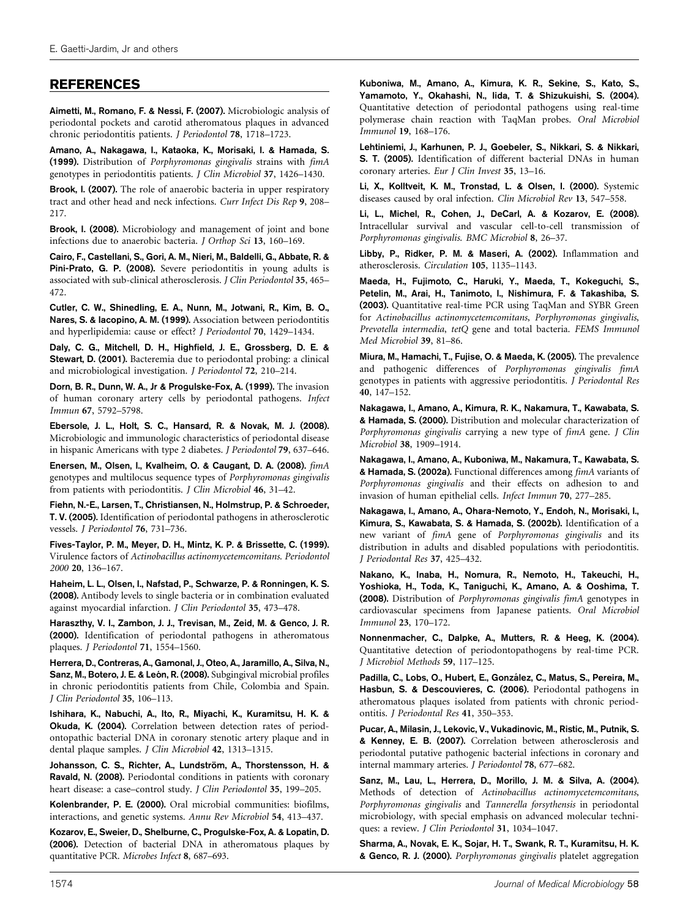## REFERENCES

**Aimetti, M., Romano, F. & Nessi, F. (2007).** Microbiologic analysis of periodontal pockets and carotid atheromatous plaques in advanced chronic periodontitis patients. *J Periodontol* **78**, 1718–1723.

**Amano, A., Nakagawa, I., Kataoka, K., Morisaki, I. & Hamada, S. (1999).** Distribution of *Porphyromonas gingivalis* strains with *fimA* genotypes in periodontitis patients. *J Clin Microbiol* **37**, 1426–1430.

**Brook, I. (2007).** The role of anaerobic bacteria in upper respiratory tract and other head and neck infections. *Curr Infect Dis Rep* **9**, 208–217.

**Brook, I. (2008).** Microbiology and management of joint and bone infections due to anaerobic bacteria. *J Orthop Sci* **13**, 160–169.

**Cairo, F., Castellani, S., Gori, A. M., Nieri, M., Baldelli, G., Abbate, R. & Pini-Prato, G. P. (2008).** Severe periodontitis in young adults is associated with sub-clinical atherosclerosis. *J Clin Periodontol* **35**, 465–472.

**Cutler, C. W., Shinedling, E. A., Nunn, M., Jotwani, R., Kim, B. O., Nares, S. & Iacopino, A. M. (1999).** Association between periodontitis and hyperlipidemia: cause or effect? *J Periodontol* **70**, 1429–1434.

**Daly, C. G., Mitchell, D. H., Highfield, J. E., Grossberg, D. E. & Stewart, D. (2001).** Bacteremia due to periodontal probing: a clinical and microbiological investigation. *J Periodontol* **72**, 210–214.

**Dorn, B. R., Dunn, W. A., Jr & Progulske-Fox, A. (1999).** The invasion of human coronary artery cells by periodontal pathogens. *Infect Immun* **67**, 5792–5798.

**Ebersole, J. L., Holt, S. C., Hansard, R. & Novak, M. J. (2008).** Microbiologic and immunologic characteristics of periodontal disease in hispanic Americans with type 2 diabetes. *J Periodontol* **79**, 637–646.

**Enersen, M., Olsen, I., Kvalheim, O. & Caugant, D. A. (2008).** *fimA* genotypes and multilocus sequence types of *Porphyromonas gingivalis* from patients with periodontitis. *J Clin Microbiol* **46**, 31–42.

**Fiehn, N.-E., Larsen, T., Christiansen, N., Holmstrup, P. & Schroeder, T. V. (2005).** Identification of periodontal pathogens in atherosclerotic vessels. *J Periodontol* **76**, 731–736.

**Fives-Taylor, P. M., Meyer, D. H., Mintz, K. P. & Brissette, C. (1999).** Virulence factors of *Actinobacillus actinomycetemcomitans*. *Periodontol 2000* **20**, 136–167.

**Haheim, L. L., Olsen, I., Nafstad, P., Schwarze, P. & Ronningen, K. S. (2008).** Antibody levels to single bacteria or in combination evaluated against myocardial infarction. *J Clin Periodontol* **35**, 473–478.

**Haraszthy, V. I., Zambon, J. J., Trevisan, M., Zeid, M. & Genco, J. R. (2000).** Identification of periodontal pathogens in atheromatous plaques. *J Periodontol* **71**, 1554–1560.

**Herrera, D., Contreras, A., Gamonal, J., Oteo, A., Jaramillo, A., Silva, N., Sanz, M., Botero, J. E. & León, R. (2008).** Subgingival microbial profiles in chronic periodontitis patients from Chile, Colombia and Spain. *J Clin Periodontol* **35**, 106–113.

**Ishihara, K., Nabuchi, A., Ito, R., Miyachi, K., Kuramitsu, H. K. & Okuda, K. (2004).** Correlation between detection rates of periodontopathic bacterial DNA in coronary stenotic artery plaque and in dental plaque samples. *J Clin Microbiol* **42**, 1313–1315.

**Johansson, C. S., Richter, A., Lundström, A., Thorstensson, H. & Ravald, N. (2008).** Periodontal conditions in patients with coronary heart disease: a case–control study. *J Clin Periodontol* **35**, 199–205.

**Kolenbrander, P. E. (2000).** Oral microbial communities: biofilms, interactions, and genetic systems. *Annu Rev Microbiol* **54**, 413–437.

**Kozarov, E., Sweier, D., Shelburne, C., Progulske-Fox, A. & Lopatin, D. (2006).** Detection of bacterial DNA in atheromatous plaques by quantitative PCR. *Microbes Infect* **8**, 687–693.

**Kuboniwa, M., Amano, A., Kimura, K. R., Sekine, S., Kato, S., Yamamoto, Y., Okahashi, N., Iida, T. & Shizukuishi, S. (2004).** Quantitative detection of periodontal pathogens using real-time polymerase chain reaction with TaqMan probes. *Oral Microbiol Immunol* **19**, 168–176.

**Lehtiniemi, J., Karhunen, P. J., Goebeler, S., Nikkari, S. & Nikkari, S. T. (2005).** Identification of different bacterial DNAs in human coronary arteries. *Eur J Clin Invest* **35**, 13–16.

**Li, X., Kolltveit, K. M., Tronstad, L. & Olsen, I. (2000).** Systemic diseases caused by oral infection. *Clin Microbiol Rev* **13**, 547–558.

**Li, L., Michel, R., Cohen, J., DeCarl, A. & Kozarov, E. (2008).** Intracellular survival and vascular cell-to-cell transmission of *Porphyromonas gingivalis*. *BMC Microbiol* **8**, 26–37.

**Libby, P., Ridker, P. M. & Maseri, A. (2002).** Inflammation and atherosclerosis. *Circulation* **105**, 1135–1143.

**Maeda, H., Fujimoto, C., Haruki, Y., Maeda, T., Kokeguchi, S., Petelin, M., Arai, H., Tanimoto, I., Nishimura, F. & Takashiba, S. (2003).** Quantitative real-time PCR using TaqMan and SYBR Green for *Actinobacillus actinomycetemcomitans*, *Porphyromonas gingivalis*, *Prevotella intermedia*, *tetQ* gene and total bacteria. *FEMS Immunol Med Microbiol* **39**, 81–86.

**Miura, M., Hamachi, T., Fujise, O. & Maeda, K. (2005).** The prevalence and pathogenic differences of *Porphyromonas gingivalis fimA* genotypes in patients with aggressive periodontitis. *J Periodontal Res* **40**, 147–152.

**Nakagawa, I., Amano, A., Kimura, R. K., Nakamura, T., Kawabata, S. & Hamada, S. (2000).** Distribution and molecular characterization of *Porphyromonas gingivalis* carrying a new type of *fimA* gene. *J Clin Microbiol* **38**, 1909–1914.

**Nakagawa, I., Amano, A., Kuboniwa, M., Nakamura, T., Kawabata, S. & Hamada, S. (2002a).** Functional differences among *fimA* variants of *Porphyromonas gingivalis* and their effects on adhesion to and invasion of human epithelial cells. *Infect Immun* **70**, 277–285.

**Nakagawa, I., Amano, A., Ohara-Nemoto, Y., Endoh, N., Morisaki, I., Kimura, S., Kawabata, S. & Hamada, S. (2002b).** Identification of a new variant of *fimA* gene of *Porphyromonas gingivalis* and its distribution in adults and disabled populations with periodontitis. *J Periodontal Res* **37**, 425–432.

**Nakano, K., Inaba, H., Nomura, R., Nemoto, H., Takeuchi, H., Yoshioka, H., Toda, K., Taniguchi, K., Amano, A. & Ooshima, T. (2008).** Distribution of *Porphyromonas gingivalis fimA* genotypes in cardiovascular specimens from Japanese patients. *Oral Microbiol Immunol* **23**, 170–172.

**Nonnenmacher, C., Dalpke, A., Mutters, R. & Heeg, K. (2004).** Quantitative detection of periodontopathogens by real-time PCR. *J Microbiol Methods* **59**, 117–125.

**Padilla, C., Lobs, O., Hubert, E., González, C., Matus, S., Pereira, M., Hasbun, S. & Descouvieres, C. (2006).** Periodontal pathogens in atheromatous plaques isolated from patients with chronic periodontitis. *J Periodontal Res* **41**, 350–353.

**Pucar, A., Milasin, J., Lekovic, V., Vukadinovic, M., Ristic, M., Putnik, S. & Kenney, E. B. (2007).** Correlation between atherosclerosis and periodontal putative pathogenic bacterial infections in coronary and internal mammary arteries. *J Periodontol* **78**, 677–682.

**Sanz, M., Lau, L., Herrera, D., Morillo, J. M. & Silva, A. (2004).** Methods of detection of *Actinobacillus actinomycetemcomitans*, *Porphyromonas gingivalis* and *Tannerella forsythensis* in periodontal microbiology, with special emphasis on advanced molecular techniques: a review. *J Clin Periodontol* **31**, 1034–1047.

**Sharma, A., Novak, E. K., Sojar, H. T., Swank, R. T., Kuramitsu, H. K. & Genco, R. J. (2000).** *Porphyromonas gingivalis* platelet aggregation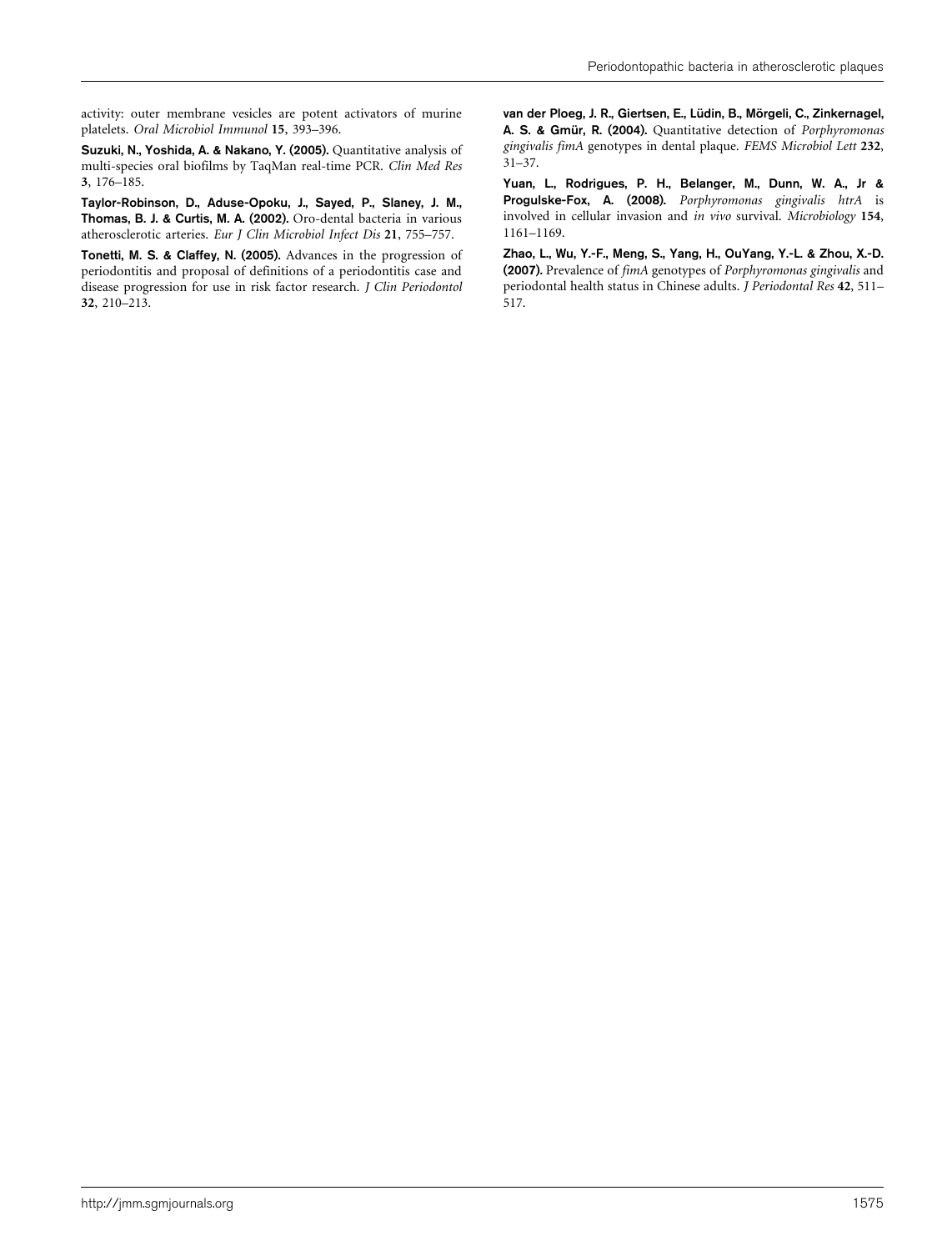activity: outer membrane vesicles are potent activators of murine platelets. *Oral Microbiol Immunol* **15**, 393–396.

**Suzuki, N., Yoshida, A. & Nakano, Y. (2005).** Quantitative analysis of multi-species oral biofilms by TaqMan real-time PCR. *Clin Med Res* **3**, 176–185.

**Taylor-Robinson, D., Aduse-Opoku, J., Sayed, P., Slaney, J. M., Thomas, B. J. & Curtis, M. A. (2002).** Oro-dental bacteria in various atherosclerotic arteries. *Eur J Clin Microbiol Infect Dis* **21**, 755–757.

**Tonetti, M. S. & Claffey, N. (2005).** Advances in the progression of periodontitis and proposal of definitions of a periodontitis case and disease progression for use in risk factor research. *J Clin Periodontol* **32**, 210–213.

**van der Ploeg, J. R., Giertsen, E., Lüdin, B., Mörgeli, C., Zinkernagel, A. S. & Gmür, R. (2004).** Quantitative detection of *Porphyromonas gingivalis fimA* genotypes in dental plaque. *FEMS Microbiol Lett* **232**, 31–37.

**Yuan, L., Rodrigues, P. H., Belanger, M., Dunn, W. A., Jr & Progulske-Fox, A. (2008).** *Porphyromonas gingivalis htrA* is involved in cellular invasion and *in vivo* survival. *Microbiology* **154**, 1161–1169.

**Zhao, L., Wu, Y.-F., Meng, S., Yang, H., OuYang, Y.-L. & Zhou, X.-D. (2007).** Prevalence of *fimA* genotypes of *Porphyromonas gingivalis* and periodontal health status in Chinese adults. *J Periodontal Res* **42**, 511–517.